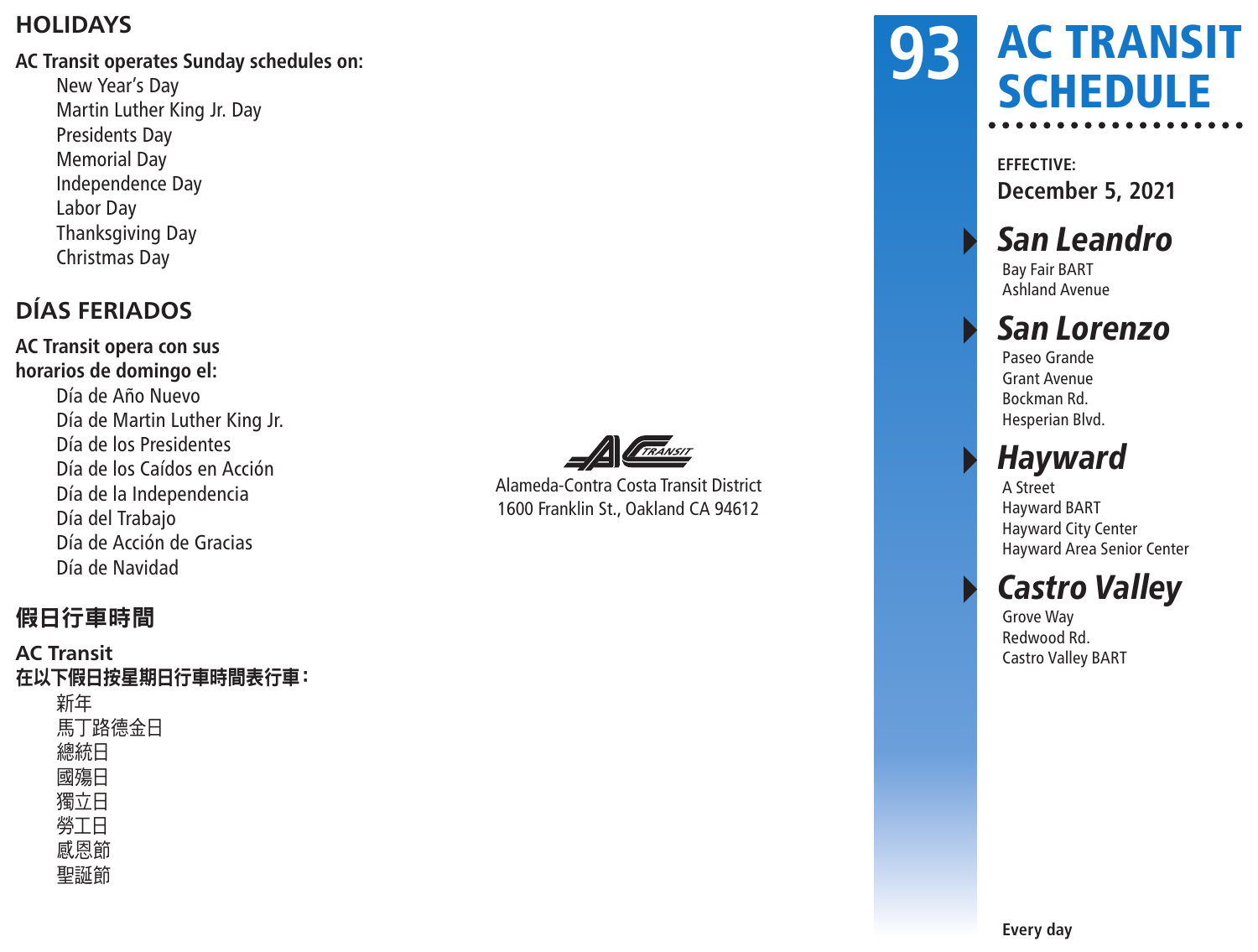## HOLIDAYS

**AC Transit operates Sunday schedules on:**

- New Year's Day
- Martin Luther King Jr. Day
- Presidents Day
- Memorial Day
- Independence Day
- Labor Day
- Thanksgiving Day
- Christmas Day

## DÍAS FERIADOS

**AC Transit opera con sus horarios de domingo el:**

- Día de Año Nuevo
- Día de Martin Luther King Jr.
- Día de los Presidentes
- Día de los Caídos en Acción
- Día de la Independencia
- Día del Trabajo
- Día de Acción de Gracias
- Día de Navidad

## 假日行車時間

**AC Transit 在以下假日按星期日行車時間表行車：**

- 新年
- 馬丁路德金日
- 總統日
- 國殤日
- 獨立日
- 勞工日
- 感恩節
- 聖誕節

AC TRANSIT

Alameda-Contra Costa Transit District
1600 Franklin St., Oakland CA 94612

# 93 AC TRANSIT SCHEDULE

**EFFECTIVE:**
**December 5, 2021**

### *San Leandro*
Bay Fair BART
Ashland Avenue

### *San Lorenzo*
Paseo Grande
Grant Avenue
Bockman Rd.
Hesperian Blvd.

### *Hayward*
A Street
Hayward BART
Hayward City Center
Hayward Area Senior Center

### *Castro Valley*
Grove Way
Redwood Rd.
Castro Valley BART

**Every day**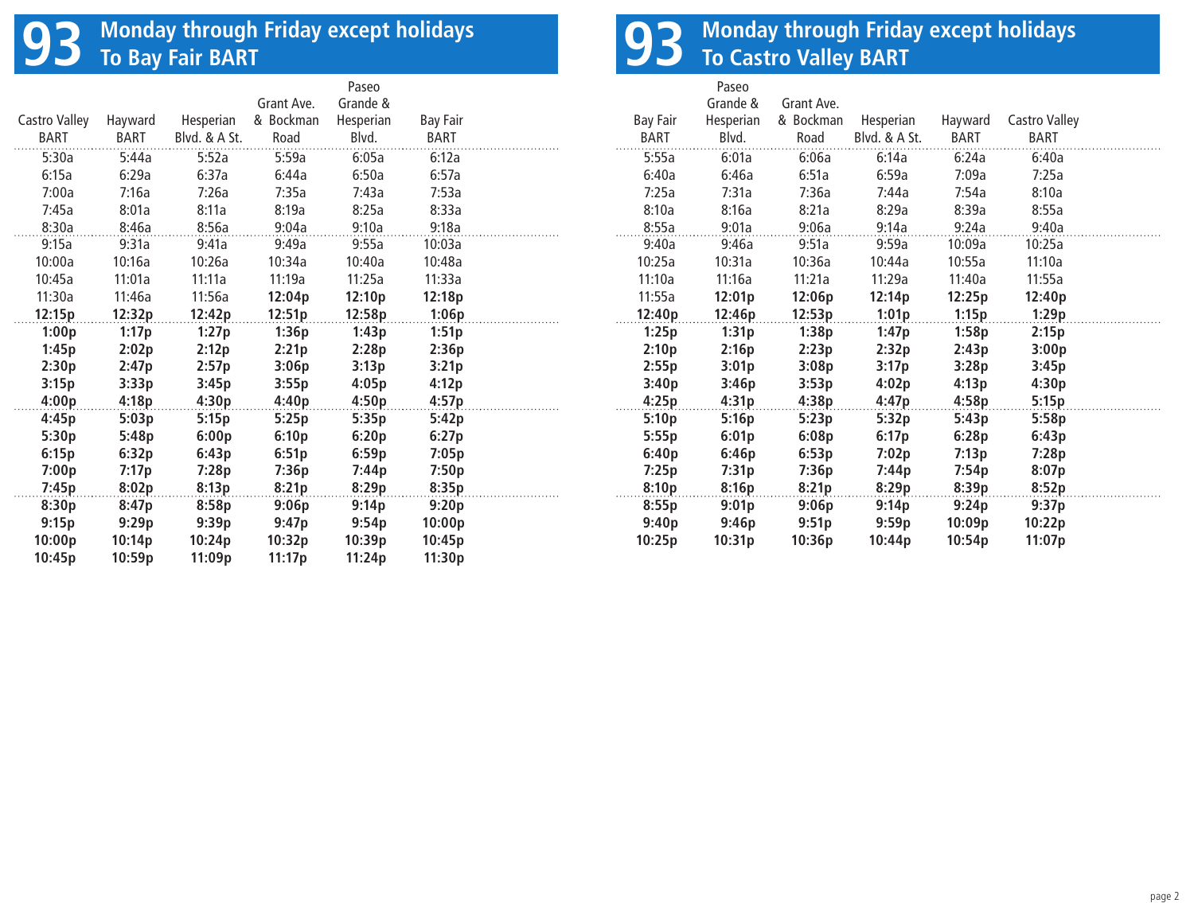# 93 Monday through Friday except holidays To Bay Fair BART

| Castro Valley BART | Hayward BART | Hesperian Blvd. & A St. | Grant Ave. & Bockman Road | Paseo Grande & Hesperian Blvd. | Bay Fair BART |
|---|---|---|---|---|---|
| 5:30a | 5:44a | 5:52a | 5:59a | 6:05a | 6:12a |
| 6:15a | 6:29a | 6:37a | 6:44a | 6:50a | 6:57a |
| 7:00a | 7:16a | 7:26a | 7:35a | 7:43a | 7:53a |
| 7:45a | 8:01a | 8:11a | 8:19a | 8:25a | 8:33a |
| 8:30a | 8:46a | 8:56a | 9:04a | 9:10a | 9:18a |
| 9:15a | 9:31a | 9:41a | 9:49a | 9:55a | 10:03a |
| 10:00a | 10:16a | 10:26a | 10:34a | 10:40a | 10:48a |
| 10:45a | 11:01a | 11:11a | 11:19a | 11:25a | 11:33a |
| 11:30a | 11:46a | 11:56a | **12:04p** | **12:10p** | **12:18p** |
| **12:15p** | **12:32p** | **12:42p** | **12:51p** | **12:58p** | **1:06p** |
| **1:00p** | **1:17p** | **1:27p** | **1:36p** | **1:43p** | **1:51p** |
| **1:45p** | **2:02p** | **2:12p** | **2:21p** | **2:28p** | **2:36p** |
| **2:30p** | **2:47p** | **2:57p** | **3:06p** | **3:13p** | **3:21p** |
| **3:15p** | **3:33p** | **3:45p** | **3:55p** | **4:05p** | **4:12p** |
| **4:00p** | **4:18p** | **4:30p** | **4:40p** | **4:50p** | **4:57p** |
| **4:45p** | **5:03p** | **5:15p** | **5:25p** | **5:35p** | **5:42p** |
| **5:30p** | **5:48p** | **6:00p** | **6:10p** | **6:20p** | **6:27p** |
| **6:15p** | **6:32p** | **6:43p** | **6:51p** | **6:59p** | **7:05p** |
| **7:00p** | **7:17p** | **7:28p** | **7:36p** | **7:44p** | **7:50p** |
| **7:45p** | **8:02p** | **8:13p** | **8:21p** | **8:29p** | **8:35p** |
| **8:30p** | **8:47p** | **8:58p** | **9:06p** | **9:14p** | **9:20p** |
| **9:15p** | **9:29p** | **9:39p** | **9:47p** | **9:54p** | **10:00p** |
| **10:00p** | **10:14p** | **10:24p** | **10:32p** | **10:39p** | **10:45p** |
| **10:45p** | **10:59p** | **11:09p** | **11:17p** | **11:24p** | **11:30p** |

# 93 Monday through Friday except holidays To Castro Valley BART

| Bay Fair BART | Paseo Grande & Hesperian Blvd. | Grant Ave. & Bockman Road | Hesperian Blvd. & A St. | Hayward BART | Castro Valley BART |
|---|---|---|---|---|---|
| 5:55a | 6:01a | 6:06a | 6:14a | 6:24a | 6:40a |
| 6:40a | 6:46a | 6:51a | 6:59a | 7:09a | 7:25a |
| 7:25a | 7:31a | 7:36a | 7:44a | 7:54a | 8:10a |
| 8:10a | 8:16a | 8:21a | 8:29a | 8:39a | 8:55a |
| 8:55a | 9:01a | 9:06a | 9:14a | 9:24a | 9:40a |
| 9:40a | 9:46a | 9:51a | 9:59a | 10:09a | 10:25a |
| 10:25a | 10:31a | 10:36a | 10:44a | 10:55a | 11:10a |
| 11:10a | 11:16a | 11:21a | 11:29a | 11:40a | 11:55a |
| 11:55a | **12:01p** | **12:06p** | **12:14p** | **12:25p** | **12:40p** |
| **12:40p** | **12:46p** | **12:53p** | **1:01p** | **1:15p** | **1:29p** |
| **1:25p** | **1:31p** | **1:38p** | **1:47p** | **1:58p** | **2:15p** |
| **2:10p** | **2:16p** | **2:23p** | **2:32p** | **2:43p** | **3:00p** |
| **2:55p** | **3:01p** | **3:08p** | **3:17p** | **3:28p** | **3:45p** |
| **3:40p** | **3:46p** | **3:53p** | **4:02p** | **4:13p** | **4:30p** |
| **4:25p** | **4:31p** | **4:38p** | **4:47p** | **4:58p** | **5:15p** |
| **5:10p** | **5:16p** | **5:23p** | **5:32p** | **5:43p** | **5:58p** |
| **5:55p** | **6:01p** | **6:08p** | **6:17p** | **6:28p** | **6:43p** |
| **6:40p** | **6:46p** | **6:53p** | **7:02p** | **7:13p** | **7:28p** |
| **7:25p** | **7:31p** | **7:36p** | **7:44p** | **7:54p** | **8:07p** |
| **8:10p** | **8:16p** | **8:21p** | **8:29p** | **8:39p** | **8:52p** |
| **8:55p** | **9:01p** | **9:06p** | **9:14p** | **9:24p** | **9:37p** |
| **9:40p** | **9:46p** | **9:51p** | **9:59p** | **10:09p** | **10:22p** |
| **10:25p** | **10:31p** | **10:36p** | **10:44p** | **10:54p** | **11:07p** |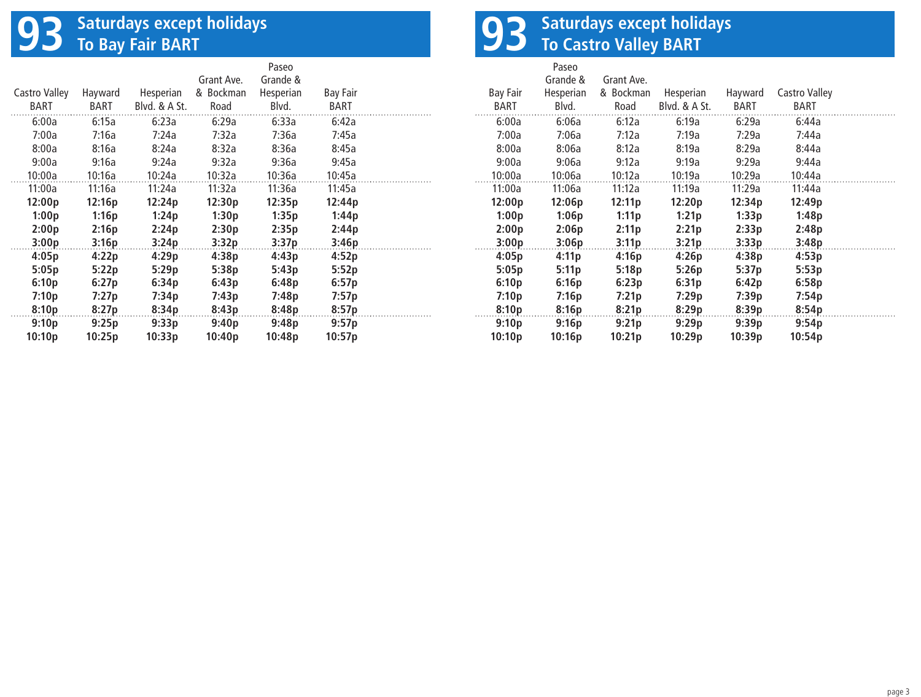# 93 Saturdays except holidays To Bay Fair BART

| Castro Valley BART | Hayward BART | Hesperian Blvd. & A St. | Grant Ave. & Bockman Road | Paseo Grande & Hesperian Blvd. | Bay Fair BART |
|---|---|---|---|---|---|
| 6:00a | 6:15a | 6:23a | 6:29a | 6:33a | 6:42a |
| 7:00a | 7:16a | 7:24a | 7:32a | 7:36a | 7:45a |
| 8:00a | 8:16a | 8:24a | 8:32a | 8:36a | 8:45a |
| 9:00a | 9:16a | 9:24a | 9:32a | 9:36a | 9:45a |
| 10:00a | 10:16a | 10:24a | 10:32a | 10:36a | 10:45a |
| 11:00a | 11:16a | 11:24a | 11:32a | 11:36a | 11:45a |
| **12:00p** | **12:16p** | **12:24p** | **12:30p** | **12:35p** | **12:44p** |
| **1:00p** | **1:16p** | **1:24p** | **1:30p** | **1:35p** | **1:44p** |
| **2:00p** | **2:16p** | **2:24p** | **2:30p** | **2:35p** | **2:44p** |
| **3:00p** | **3:16p** | **3:24p** | **3:32p** | **3:37p** | **3:46p** |
| **4:05p** | **4:22p** | **4:29p** | **4:38p** | **4:43p** | **4:52p** |
| **5:05p** | **5:22p** | **5:29p** | **5:38p** | **5:43p** | **5:52p** |
| **6:10p** | **6:27p** | **6:34p** | **6:43p** | **6:48p** | **6:57p** |
| **7:10p** | **7:27p** | **7:34p** | **7:43p** | **7:48p** | **7:57p** |
| **8:10p** | **8:27p** | **8:34p** | **8:43p** | **8:48p** | **8:57p** |
| **9:10p** | **9:25p** | **9:33p** | **9:40p** | **9:48p** | **9:57p** |
| **10:10p** | **10:25p** | **10:33p** | **10:40p** | **10:48p** | **10:57p** |

# 93 Saturdays except holidays To Castro Valley BART

| Bay Fair BART | Paseo Grande & Hesperian Blvd. | Grant Ave. & Bockman Road | Hesperian Blvd. & A St. | Hayward BART | Castro Valley BART |
|---|---|---|---|---|---|
| 6:00a | 6:06a | 6:12a | 6:19a | 6:29a | 6:44a |
| 7:00a | 7:06a | 7:12a | 7:19a | 7:29a | 7:44a |
| 8:00a | 8:06a | 8:12a | 8:19a | 8:29a | 8:44a |
| 9:00a | 9:06a | 9:12a | 9:19a | 9:29a | 9:44a |
| 10:00a | 10:06a | 10:12a | 10:19a | 10:29a | 10:44a |
| 11:00a | 11:06a | 11:12a | 11:19a | 11:29a | 11:44a |
| **12:00p** | **12:06p** | **12:11p** | **12:20p** | **12:34p** | **12:49p** |
| **1:00p** | **1:06p** | **1:11p** | **1:21p** | **1:33p** | **1:48p** |
| **2:00p** | **2:06p** | **2:11p** | **2:21p** | **2:33p** | **2:48p** |
| **3:00p** | **3:06p** | **3:11p** | **3:21p** | **3:33p** | **3:48p** |
| **4:05p** | **4:11p** | **4:16p** | **4:26p** | **4:38p** | **4:53p** |
| **5:05p** | **5:11p** | **5:18p** | **5:26p** | **5:37p** | **5:53p** |
| **6:10p** | **6:16p** | **6:23p** | **6:31p** | **6:42p** | **6:58p** |
| **7:10p** | **7:16p** | **7:21p** | **7:29p** | **7:39p** | **7:54p** |
| **8:10p** | **8:16p** | **8:21p** | **8:29p** | **8:39p** | **8:54p** |
| **9:10p** | **9:16p** | **9:21p** | **9:29p** | **9:39p** | **9:54p** |
| **10:10p** | **10:16p** | **10:21p** | **10:29p** | **10:39p** | **10:54p** |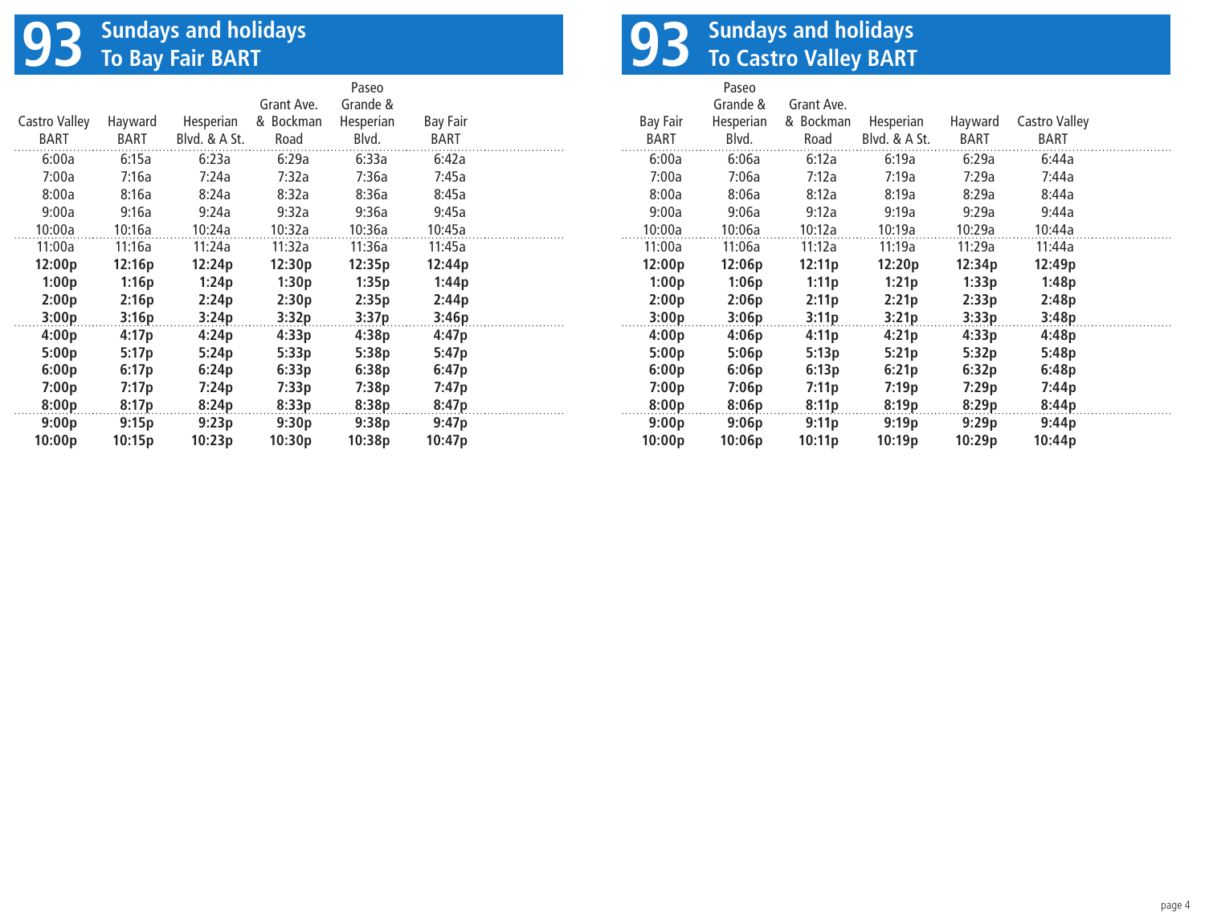# 93 Sundays and holidays To Bay Fair BART

| Castro Valley BART | Hayward BART | Hesperian Blvd. & A St. | Grant Ave. & Bockman Road | Paseo Grande & Hesperian Blvd. | Bay Fair BART |
|---|---|---|---|---|---|
| 6:00a | 6:15a | 6:23a | 6:29a | 6:33a | 6:42a |
| 7:00a | 7:16a | 7:24a | 7:32a | 7:36a | 7:45a |
| 8:00a | 8:16a | 8:24a | 8:32a | 8:36a | 8:45a |
| 9:00a | 9:16a | 9:24a | 9:32a | 9:36a | 9:45a |
| 10:00a | 10:16a | 10:24a | 10:32a | 10:36a | 10:45a |
| 11:00a | 11:16a | 11:24a | 11:32a | 11:36a | 11:45a |
| **12:00p** | **12:16p** | **12:24p** | **12:30p** | **12:35p** | **12:44p** |
| **1:00p** | **1:16p** | **1:24p** | **1:30p** | **1:35p** | **1:44p** |
| **2:00p** | **2:16p** | **2:24p** | **2:30p** | **2:35p** | **2:44p** |
| **3:00p** | **3:16p** | **3:24p** | **3:32p** | **3:37p** | **3:46p** |
| **4:00p** | **4:17p** | **4:24p** | **4:33p** | **4:38p** | **4:47p** |
| **5:00p** | **5:17p** | **5:24p** | **5:33p** | **5:38p** | **5:47p** |
| **6:00p** | **6:17p** | **6:24p** | **6:33p** | **6:38p** | **6:47p** |
| **7:00p** | **7:17p** | **7:24p** | **7:33p** | **7:38p** | **7:47p** |
| **8:00p** | **8:17p** | **8:24p** | **8:33p** | **8:38p** | **8:47p** |
| **9:00p** | **9:15p** | **9:23p** | **9:30p** | **9:38p** | **9:47p** |
| **10:00p** | **10:15p** | **10:23p** | **10:30p** | **10:38p** | **10:47p** |

# 93 Sundays and holidays To Castro Valley BART

| Bay Fair BART | Paseo Grande & Hesperian Blvd. | Grant Ave. & Bockman Road | Hesperian Blvd. & A St. | Hayward BART | Castro Valley BART |
|---|---|---|---|---|---|
| 6:00a | 6:06a | 6:12a | 6:19a | 6:29a | 6:44a |
| 7:00a | 7:06a | 7:12a | 7:19a | 7:29a | 7:44a |
| 8:00a | 8:06a | 8:12a | 8:19a | 8:29a | 8:44a |
| 9:00a | 9:06a | 9:12a | 9:19a | 9:29a | 9:44a |
| 10:00a | 10:06a | 10:12a | 10:19a | 10:29a | 10:44a |
| 11:00a | 11:06a | 11:12a | 11:19a | 11:29a | 11:44a |
| **12:00p** | **12:06p** | **12:11p** | **12:20p** | **12:34p** | **12:49p** |
| **1:00p** | **1:06p** | **1:11p** | **1:21p** | **1:33p** | **1:48p** |
| **2:00p** | **2:06p** | **2:11p** | **2:21p** | **2:33p** | **2:48p** |
| **3:00p** | **3:06p** | **3:11p** | **3:21p** | **3:33p** | **3:48p** |
| **4:00p** | **4:06p** | **4:11p** | **4:21p** | **4:33p** | **4:48p** |
| **5:00p** | **5:06p** | **5:13p** | **5:21p** | **5:32p** | **5:48p** |
| **6:00p** | **6:06p** | **6:13p** | **6:21p** | **6:32p** | **6:48p** |
| **7:00p** | **7:06p** | **7:11p** | **7:19p** | **7:29p** | **7:44p** |
| **8:00p** | **8:06p** | **8:11p** | **8:19p** | **8:29p** | **8:44p** |
| **9:00p** | **9:06p** | **9:11p** | **9:19p** | **9:29p** | **9:44p** |
| **10:00p** | **10:06p** | **10:11p** | **10:19p** | **10:29p** | **10:44p** |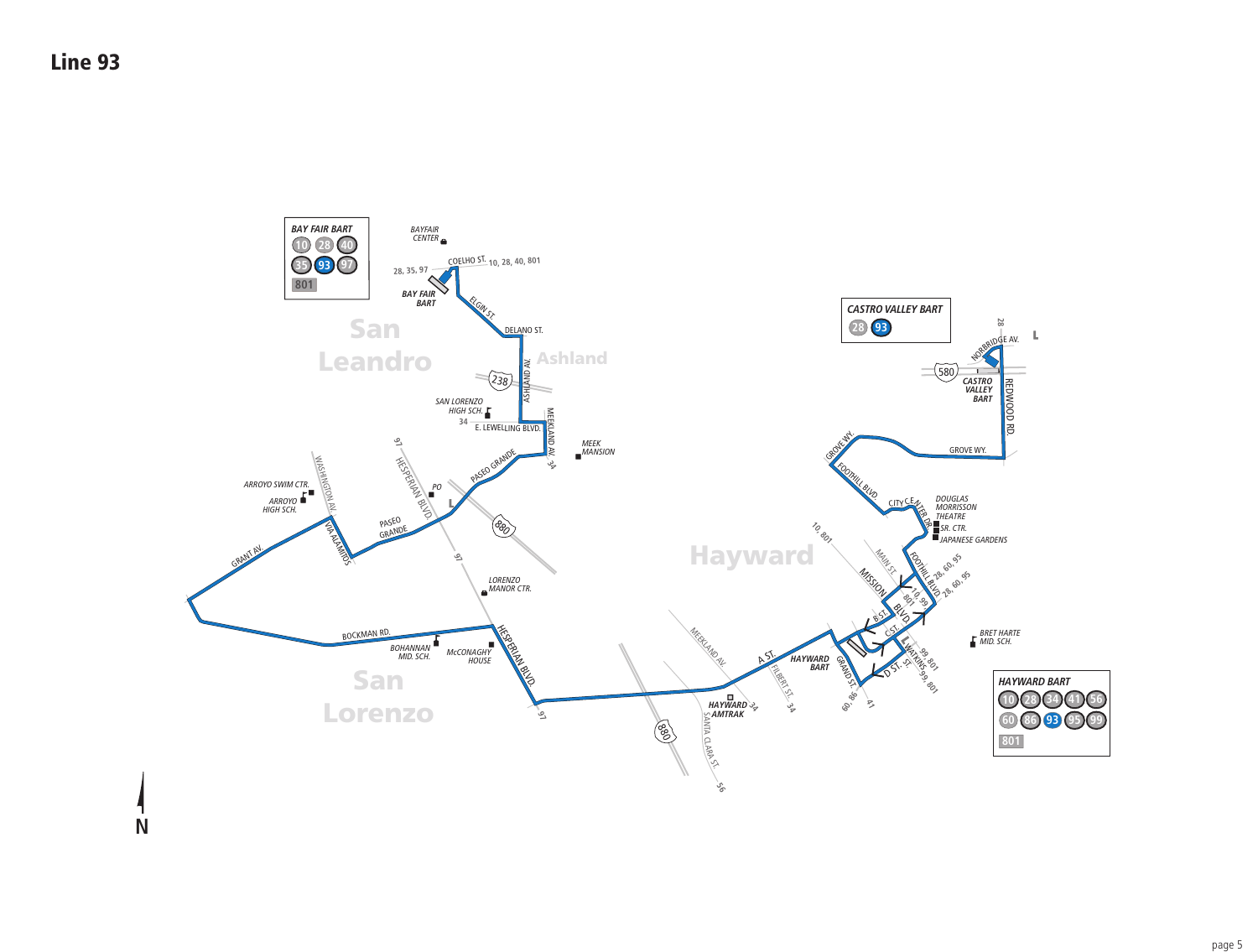# Line 93

BAY FAIR BART
10 28 40
35 93 97
801

CASTRO VALLEY BART
28 93

HAYWARD BART
10 28 34 41 56
60 86 93 95 99
801

BAYFAIR CENTER
COELHO ST. 10, 28, 40, 801
28, 35, 97
BAY FAIR BART
ELGIN ST.
DELANO ST.
San Leandro
Ashland
238
ASHLAND AV.
SAN LORENZO HIGH SCH.
34
E. LEWELLING BLVD.
MEEKLAND AV. 34
MEEK MANSION
97
HESPERIAN BLVD.
WASHINGTON AV.
ARROYO SWIM CTR.
ARROYO HIGH SCH.
PO
L
PASEO GRANDE
PASEO GRANDE
880
VIA ALAMITOS
GRANT AV.
97
LORENZO MANOR CTR.
BOCKMAN RD.
BOHANNAN MID. SCH.
McCONAGHY HOUSE
HESPERIAN BLVD.
97
San Lorenzo
880
MEEKLAND AV.
SANTA CLARA ST.
56
HAYWARD AMTRAK
34
A ST.
FILBERT ST.
34
HAYWARD BART
GRAND ST.
60, 86
41
Hayward
10, 801
MAIN ST.
MISSION BLVD.
801
10, 99
B ST.
C ST.
D ST.
WATKINS ST.
99, 801
99, 801
BRET HARTE MID. SCH.
28, 60, 95
28, 60, 95
FOOTHILL BLVD.
CITY CENTER DR.
DOUGLAS MORRISSON THEATRE
SR. CTR.
JAPANESE GARDENS
FOOTHILL BLVD.
GROVE WY.
GROVE WY.
REDWOOD RD.
580
CASTRO VALLEY BART
NORBRIDGE AV.
28
L

N